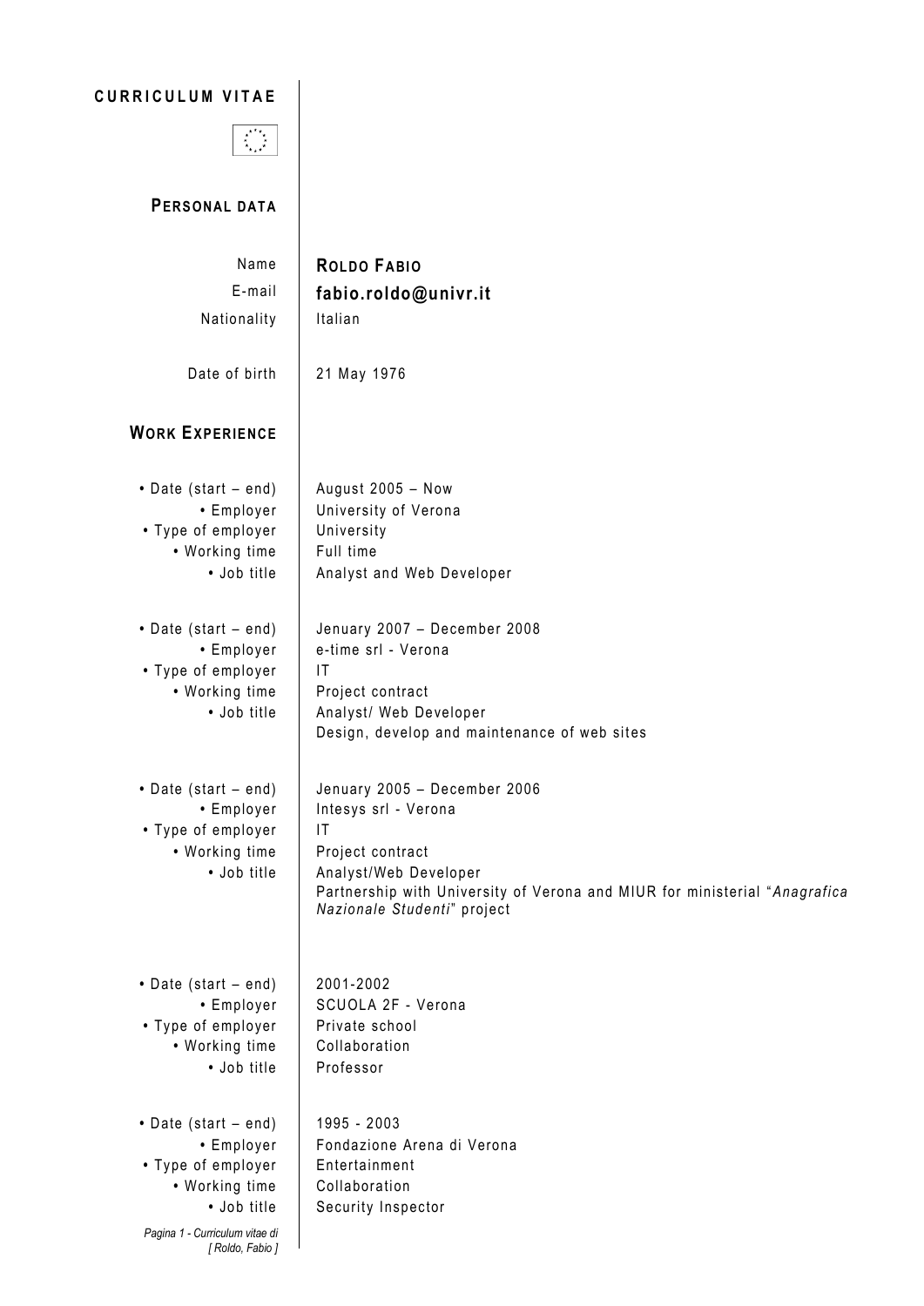# CURRICULUM VITAE

## PERSONAL DATA

| | |
|---|---|
| Name | **ROLDO FABIO** |
| E-mail | **fabio.roldo@univr.it** |
| Nationality | Italian |
| Date of birth | 21 May 1976 |

## WORK EXPERIENCE

| | |
|---|---|
| • Date (start – end) | August 2005 – Now |
| • Employer | University of Verona |
| • Type of employer | University |
| • Working time | Full time |
| • Job title | Analyst and Web Developer |

| | |
|---|---|
| • Date (start – end) | January 2007 – December 2008 |
| • Employer | e-time srl - Verona |
| • Type of employer | IT |
| • Working time | Project contract |
| • Job title | Analyst/ Web Developer<br>Design, develop and maintenance of web sites |

| | |
|---|---|
| • Date (start – end) | January 2005 – December 2006 |
| • Employer | Intesys srl - Verona |
| • Type of employer | IT |
| • Working time | Project contract |
| • Job title | Analyst/Web Developer<br>Partnership with University of Verona and MIUR for ministerial "*Anagrafica Nazionale Studenti*" project |

| | |
|---|---|
| • Date (start – end) | 2001-2002 |
| • Employer | SCUOLA 2F - Verona |
| • Type of employer | Private school |
| • Working time | Collaboration |
| • Job title | Professor |

| | |
|---|---|
| • Date (start – end) | 1995 - 2003 |
| • Employer | Fondazione Arena di Verona |
| • Type of employer | Entertainment |
| • Working time | Collaboration |
| • Job title | Security Inspector |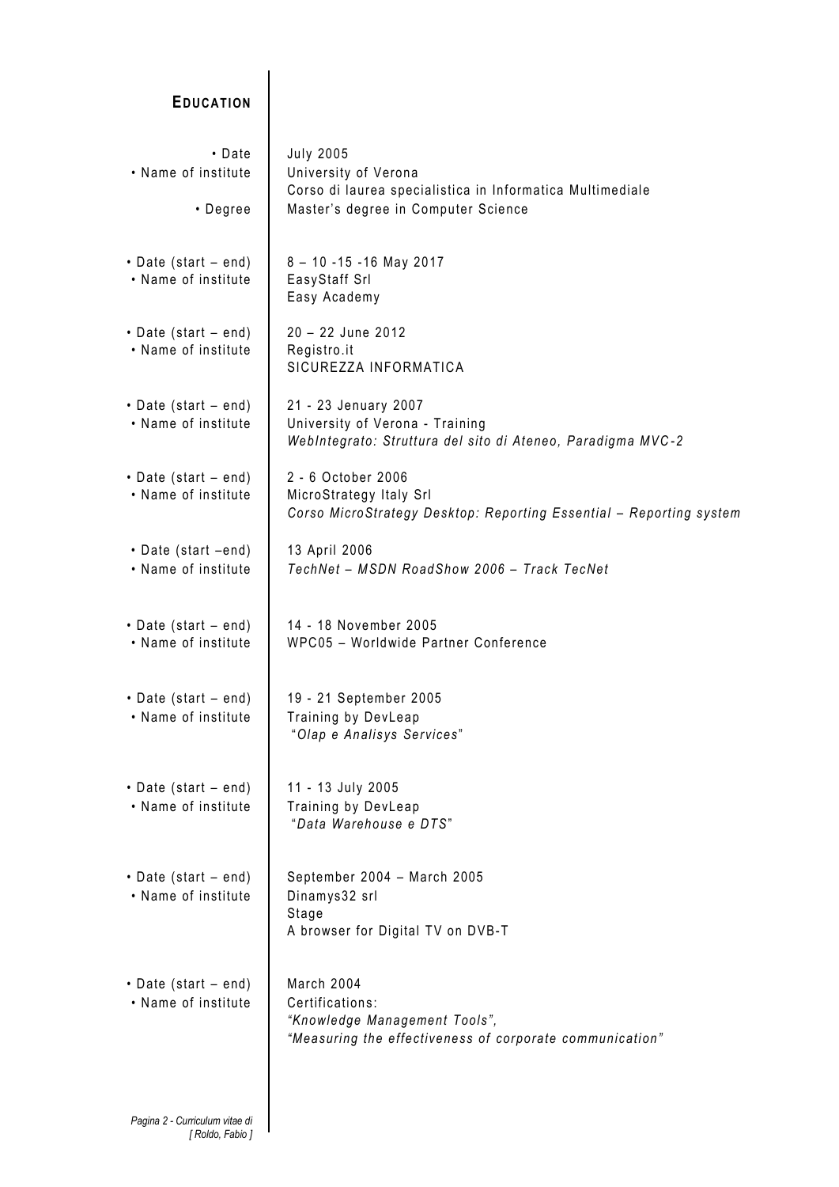## EDUCATION

| | |
|---|---|
| • Date | July 2005 |
| • Name of institute | University of Verona<br>Corso di laurea specialistica in Informatica Multimediale |
| • Degree | Master's degree in Computer Science |
| • Date (start – end) | 8 – 10 -15 -16 May 2017 |
| • Name of institute | EasyStaff Srl<br>Easy Academy |
| • Date (start – end) | 20 – 22 June 2012 |
| • Name of institute | Registro.it<br>SICUREZZA INFORMATICA |
| • Date (start – end) | 21 - 23 January 2007 |
| • Name of institute | University of Verona - Training<br>*WebIntegrato: Struttura del sito di Ateneo, Paradigma MVC-2* |
| • Date (start – end) | 2 - 6 October 2006 |
| • Name of institute | MicroStrategy Italy Srl<br>*Corso MicroStrategy Desktop: Reporting Essential – Reporting system* |
| • Date (start –end) | 13 April 2006 |
| • Name of institute | *TechNet – MSDN RoadShow 2006 – Track TecNet* |
| • Date (start – end) | 14 - 18 November 2005 |
| • Name of institute | WPC05 – Worldwide Partner Conference |
| • Date (start – end) | 19 - 21 September 2005 |
| • Name of institute | Training by DevLeap<br>"*Olap e Analisys Services*" |
| • Date (start – end) | 11 - 13 July 2005 |
| • Name of institute | Training by DevLeap<br>"*Data Warehouse e DTS*" |
| • Date (start – end) | September 2004 – March 2005 |
| • Name of institute | Dinamys32 srl<br>Stage<br>A browser for Digital TV on DVB-T |
| • Date (start – end) | March 2004 |
| • Name of institute | Certifications:<br>*"Knowledge Management Tools",*<br>*"Measuring the effectiveness of corporate communication"* |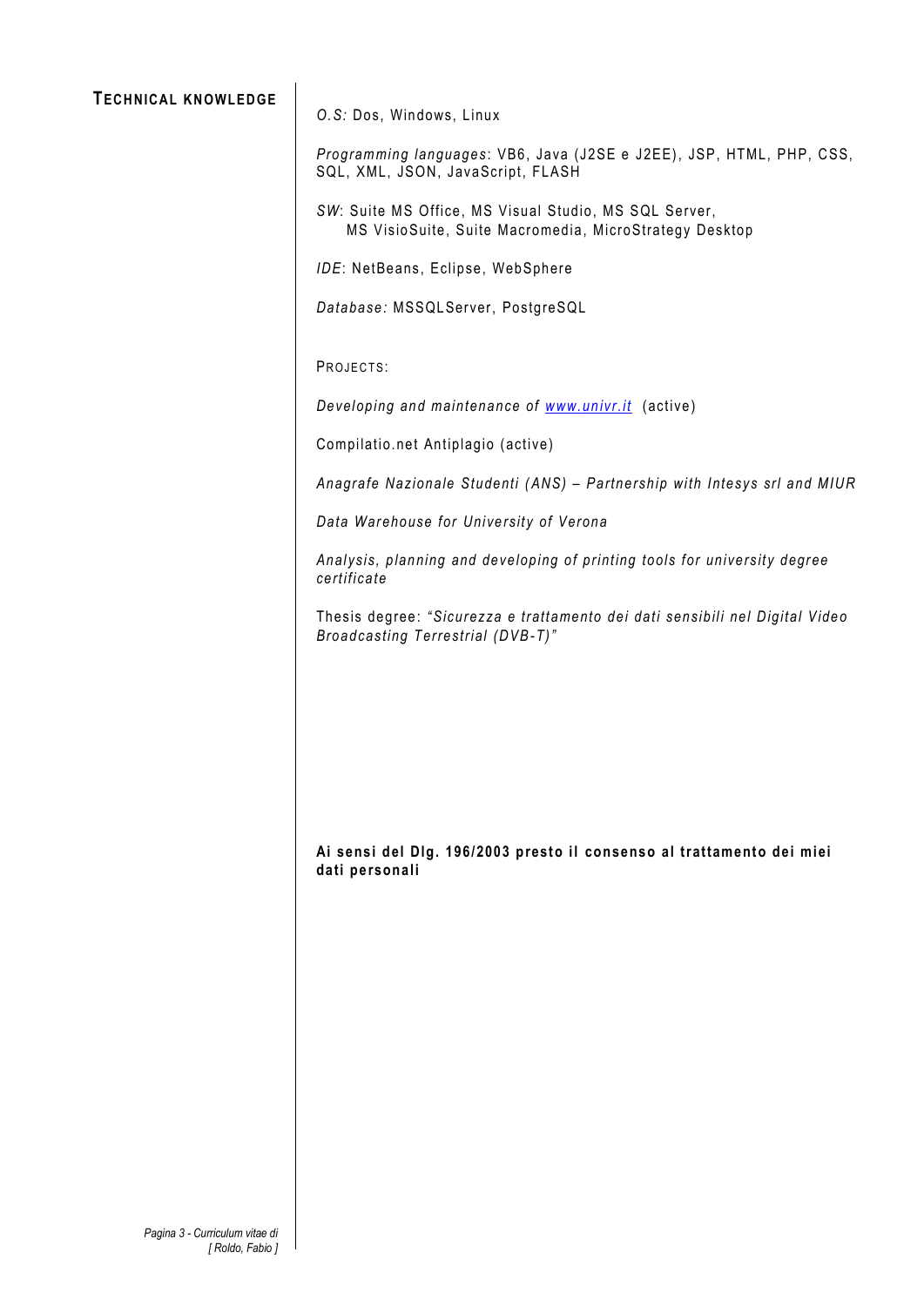## TECHNICAL KNOWLEDGE

*O.S:* Dos, Windows, Linux

*Programming languages*: VB6, Java (J2SE e J2EE), JSP, HTML, PHP, CSS, SQL, XML, JSON, JavaScript, FLASH

*SW*: Suite MS Office, MS Visual Studio, MS SQL Server, MS VisioSuite, Suite Macromedia, MicroStrategy Desktop

*IDE*: NetBeans, Eclipse, WebSphere

*Database:* MSSQLServer, PostgreSQL

PROJECTS:

*Developing and maintenance of [www.univr.it](http://www.univr.it)* (active)

Compilatio.net Antiplagio (active)

*Anagrafe Nazionale Studenti (ANS) – Partnership with Intesys srl and MIUR*

*Data Warehouse for University of Verona*

*Analysis, planning and developing of printing tools for university degree certificate*

Thesis degree: *"Sicurezza e trattamento dei dati sensibili nel Digital Video Broadcasting Terrestrial (DVB-T)"*

**Ai sensi del Dlg. 196/2003 presto il consenso al trattamento dei miei dati personali**